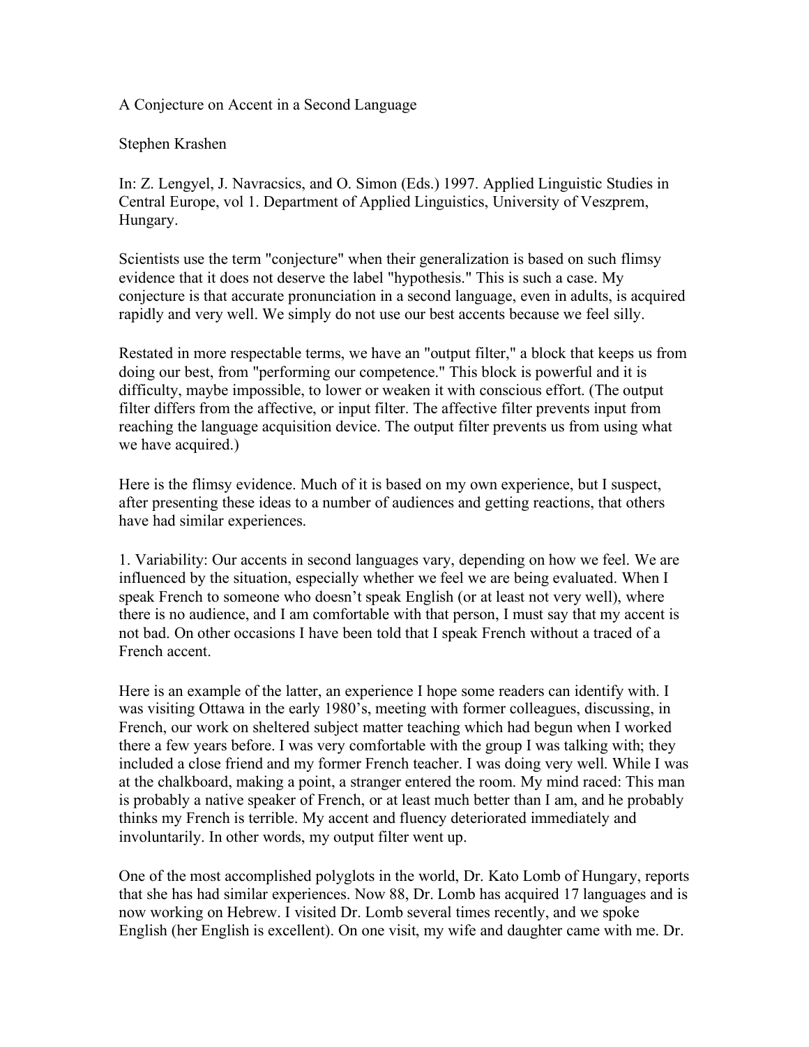# A Conjecture on Accent in a Second Language

Stephen Krashen

In: Z. Lengyel, J. Navracsics, and O. Simon (Eds.) 1997. Applied Linguistic Studies in Central Europe, vol 1. Department of Applied Linguistics, University of Veszprem, Hungary.

Scientists use the term "conjecture" when their generalization is based on such flimsy evidence that it does not deserve the label "hypothesis." This is such a case. My conjecture is that accurate pronunciation in a second language, even in adults, is acquired rapidly and very well. We simply do not use our best accents because we feel silly.

Restated in more respectable terms, we have an "output filter," a block that keeps us from doing our best, from "performing our competence." This block is powerful and it is difficulty, maybe impossible, to lower or weaken it with conscious effort. (The output filter differs from the affective, or input filter. The affective filter prevents input from reaching the language acquisition device. The output filter prevents us from using what we have acquired.)

Here is the flimsy evidence. Much of it is based on my own experience, but I suspect, after presenting these ideas to a number of audiences and getting reactions, that others have had similar experiences.

1. Variability: Our accents in second languages vary, depending on how we feel. We are influenced by the situation, especially whether we feel we are being evaluated. When I speak French to someone who doesn't speak English (or at least not very well), where there is no audience, and I am comfortable with that person, I must say that my accent is not bad. On other occasions I have been told that I speak French without a traced of a French accent.

Here is an example of the latter, an experience I hope some readers can identify with. I was visiting Ottawa in the early 1980's, meeting with former colleagues, discussing, in French, our work on sheltered subject matter teaching which had begun when I worked there a few years before. I was very comfortable with the group I was talking with; they included a close friend and my former French teacher. I was doing very well. While I was at the chalkboard, making a point, a stranger entered the room. My mind raced: This man is probably a native speaker of French, or at least much better than I am, and he probably thinks my French is terrible. My accent and fluency deteriorated immediately and involuntarily. In other words, my output filter went up.

One of the most accomplished polyglots in the world, Dr. Kato Lomb of Hungary, reports that she has had similar experiences. Now 88, Dr. Lomb has acquired 17 languages and is now working on Hebrew. I visited Dr. Lomb several times recently, and we spoke English (her English is excellent). On one visit, my wife and daughter came with me. Dr.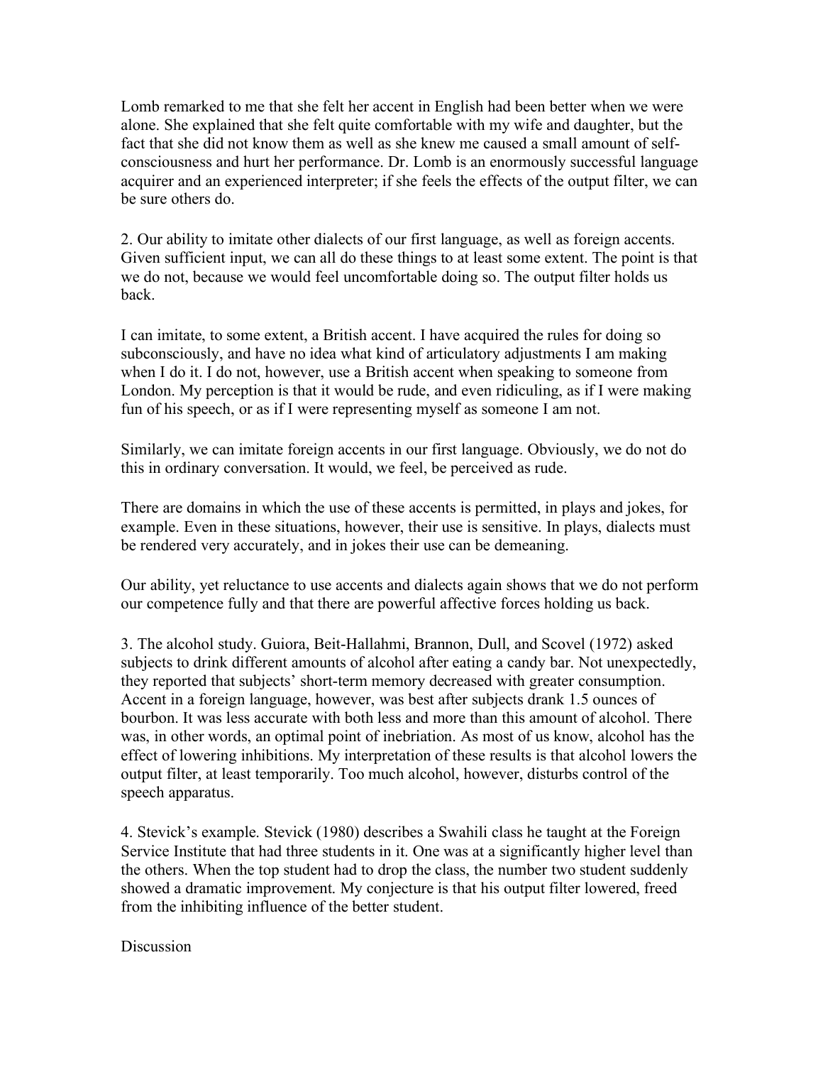Lomb remarked to me that she felt her accent in English had been better when we were alone. She explained that she felt quite comfortable with my wife and daughter, but the fact that she did not know them as well as she knew me caused a small amount of self-consciousness and hurt her performance. Dr. Lomb is an enormously successful language acquirer and an experienced interpreter; if she feels the effects of the output filter, we can be sure others do.

2. Our ability to imitate other dialects of our first language, as well as foreign accents. Given sufficient input, we can all do these things to at least some extent. The point is that we do not, because we would feel uncomfortable doing so. The output filter holds us back.

I can imitate, to some extent, a British accent. I have acquired the rules for doing so subconsciously, and have no idea what kind of articulatory adjustments I am making when I do it. I do not, however, use a British accent when speaking to someone from London. My perception is that it would be rude, and even ridiculing, as if I were making fun of his speech, or as if I were representing myself as someone I am not.

Similarly, we can imitate foreign accents in our first language. Obviously, we do not do this in ordinary conversation. It would, we feel, be perceived as rude.

There are domains in which the use of these accents is permitted, in plays and jokes, for example. Even in these situations, however, their use is sensitive. In plays, dialects must be rendered very accurately, and in jokes their use can be demeaning.

Our ability, yet reluctance to use accents and dialects again shows that we do not perform our competence fully and that there are powerful affective forces holding us back.

3. The alcohol study. Guiora, Beit-Hallahmi, Brannon, Dull, and Scovel (1972) asked subjects to drink different amounts of alcohol after eating a candy bar. Not unexpectedly, they reported that subjects' short-term memory decreased with greater consumption. Accent in a foreign language, however, was best after subjects drank 1.5 ounces of bourbon. It was less accurate with both less and more than this amount of alcohol. There was, in other words, an optimal point of inebriation. As most of us know, alcohol has the effect of lowering inhibitions. My interpretation of these results is that alcohol lowers the output filter, at least temporarily. Too much alcohol, however, disturbs control of the speech apparatus.

4. Stevick's example. Stevick (1980) describes a Swahili class he taught at the Foreign Service Institute that had three students in it. One was at a significantly higher level than the others. When the top student had to drop the class, the number two student suddenly showed a dramatic improvement. My conjecture is that his output filter lowered, freed from the inhibiting influence of the better student.

Discussion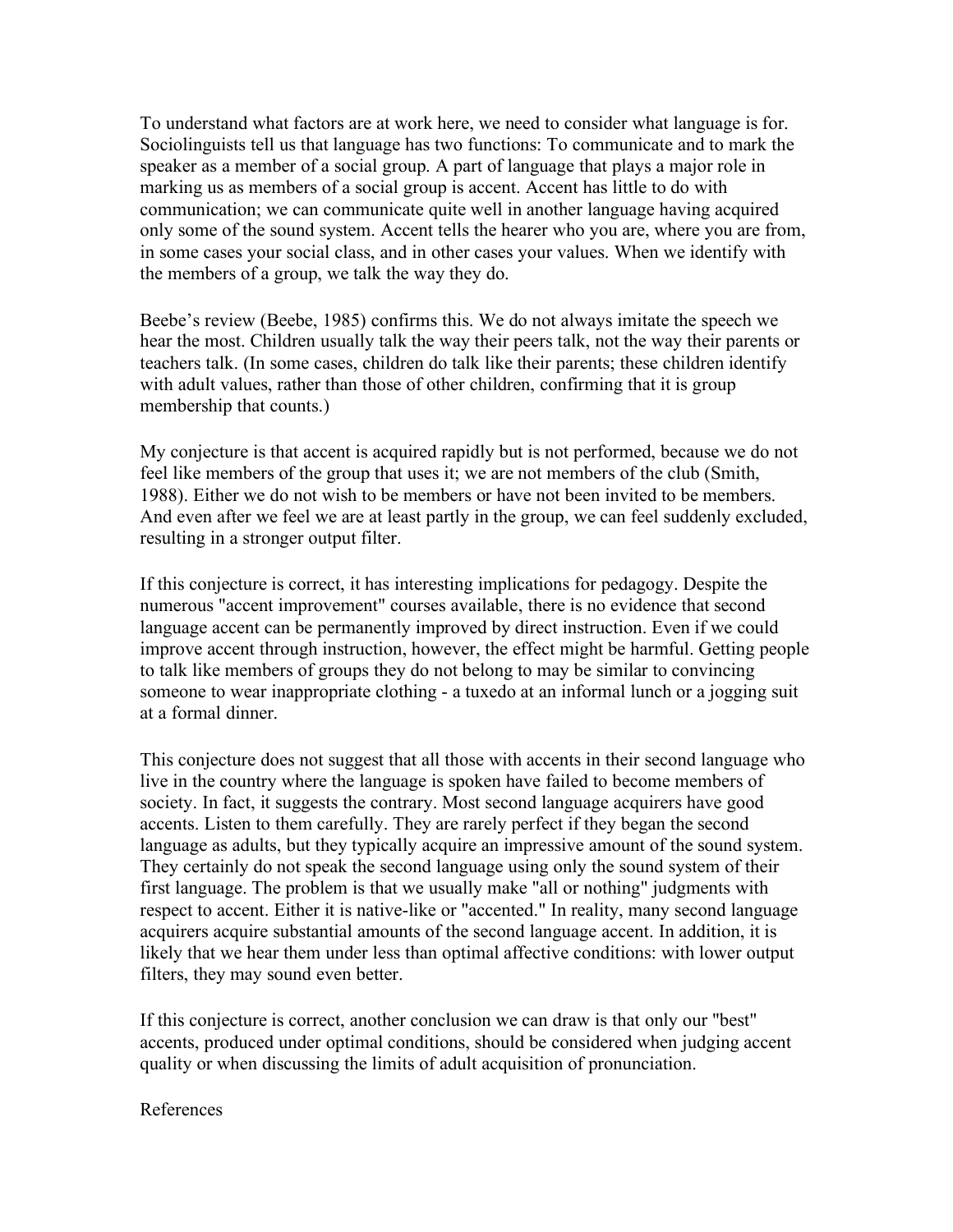To understand what factors are at work here, we need to consider what language is for. Sociolinguists tell us that language has two functions: To communicate and to mark the speaker as a member of a social group. A part of language that plays a major role in marking us as members of a social group is accent. Accent has little to do with communication; we can communicate quite well in another language having acquired only some of the sound system. Accent tells the hearer who you are, where you are from, in some cases your social class, and in other cases your values. When we identify with the members of a group, we talk the way they do.

Beebe's review (Beebe, 1985) confirms this. We do not always imitate the speech we hear the most. Children usually talk the way their peers talk, not the way their parents or teachers talk. (In some cases, children do talk like their parents; these children identify with adult values, rather than those of other children, confirming that it is group membership that counts.)

My conjecture is that accent is acquired rapidly but is not performed, because we do not feel like members of the group that uses it; we are not members of the club (Smith, 1988). Either we do not wish to be members or have not been invited to be members. And even after we feel we are at least partly in the group, we can feel suddenly excluded, resulting in a stronger output filter.

If this conjecture is correct, it has interesting implications for pedagogy. Despite the numerous "accent improvement" courses available, there is no evidence that second language accent can be permanently improved by direct instruction. Even if we could improve accent through instruction, however, the effect might be harmful. Getting people to talk like members of groups they do not belong to may be similar to convincing someone to wear inappropriate clothing - a tuxedo at an informal lunch or a jogging suit at a formal dinner.

This conjecture does not suggest that all those with accents in their second language who live in the country where the language is spoken have failed to become members of society. In fact, it suggests the contrary. Most second language acquirers have good accents. Listen to them carefully. They are rarely perfect if they began the second language as adults, but they typically acquire an impressive amount of the sound system. They certainly do not speak the second language using only the sound system of their first language. The problem is that we usually make "all or nothing" judgments with respect to accent. Either it is native-like or "accented." In reality, many second language acquirers acquire substantial amounts of the second language accent. In addition, it is likely that we hear them under less than optimal affective conditions: with lower output filters, they may sound even better.

If this conjecture is correct, another conclusion we can draw is that only our "best" accents, produced under optimal conditions, should be considered when judging accent quality or when discussing the limits of adult acquisition of pronunciation.

References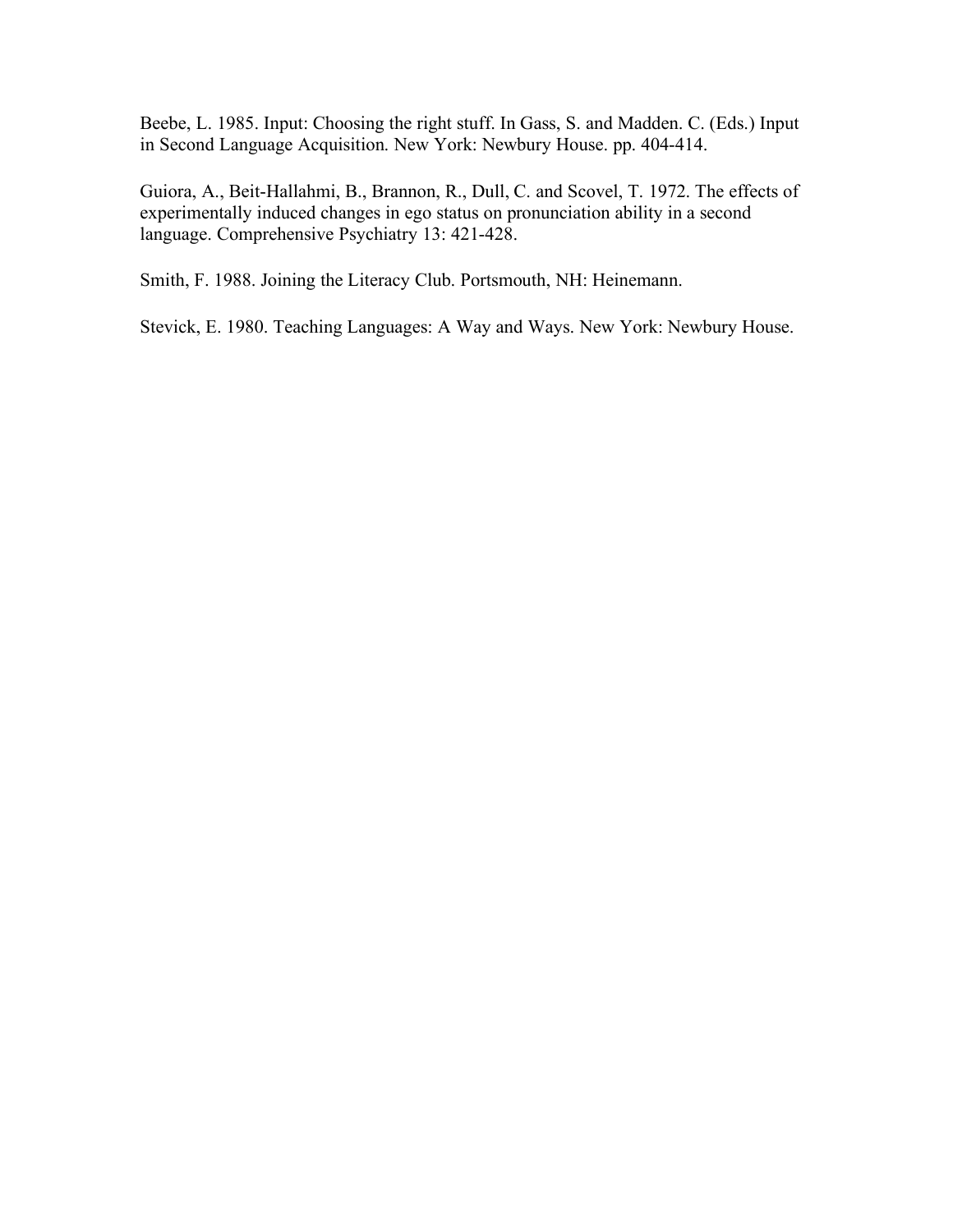Beebe, L. 1985. Input: Choosing the right stuff. In Gass, S. and Madden. C. (Eds.) Input in Second Language Acquisition. New York: Newbury House. pp. 404-414.

Guiora, A., Beit-Hallahmi, B., Brannon, R., Dull, C. and Scovel, T. 1972. The effects of experimentally induced changes in ego status on pronunciation ability in a second language. Comprehensive Psychiatry 13: 421-428.

Smith, F. 1988. Joining the Literacy Club. Portsmouth, NH: Heinemann.

Stevick, E. 1980. Teaching Languages: A Way and Ways. New York: Newbury House.